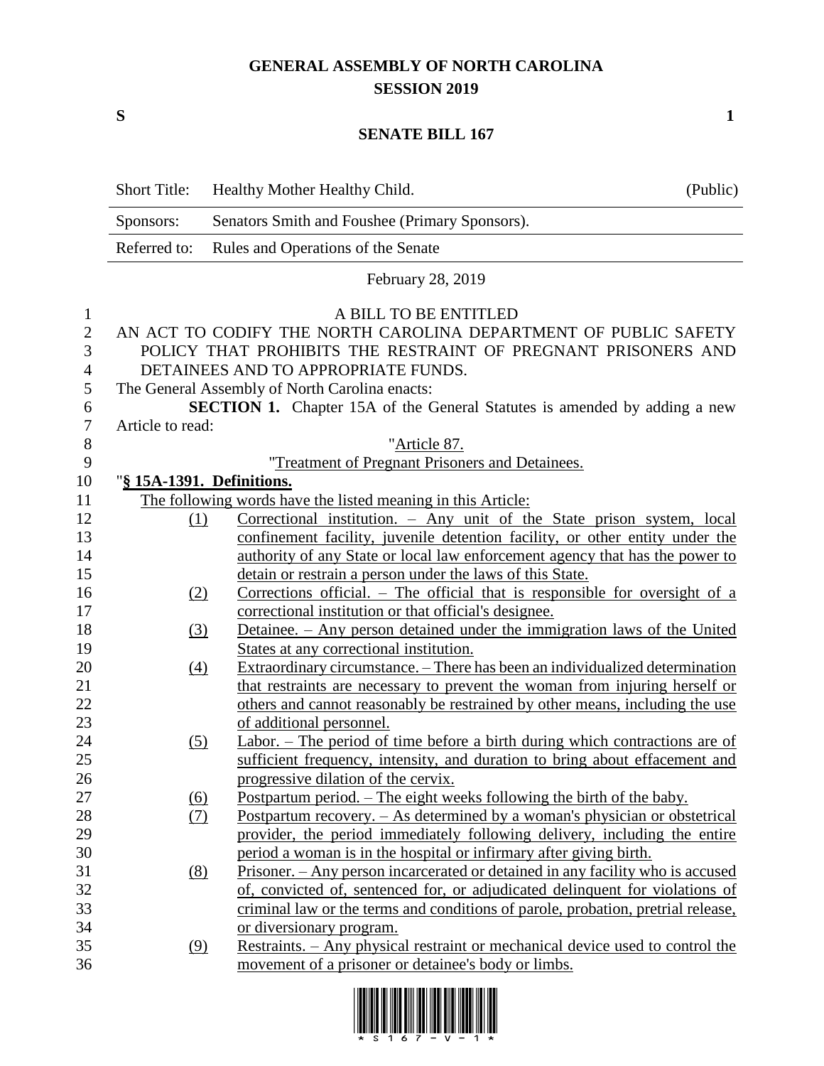# GENERAL ASSEMBLY OF NORTH CAROLINA
## SESSION 2019

**S** **1**

## SENATE BILL 167

| Short Title: | Healthy Mother Healthy Child. | (Public) |
|---|---|---|
| Sponsors: | Senators Smith and Foushee (Primary Sponsors). | |
| Referred to: | Rules and Operations of the Senate | |

February 28, 2019

A BILL TO BE ENTITLED

AN ACT TO CODIFY THE NORTH CAROLINA DEPARTMENT OF PUBLIC SAFETY POLICY THAT PROHIBITS THE RESTRAINT OF PREGNANT PRISONERS AND DETAINEES AND TO APPROPRIATE FUNDS.

The General Assembly of North Carolina enacts:

**SECTION 1.** Chapter 15A of the General Statutes is amended by adding a new Article to read:

"Article 87.

"Treatment of Pregnant Prisoners and Detainees.

"**§ 15A-1391. Definitions.**

The following words have the listed meaning in this Article:

(1) Correctional institution. – Any unit of the State prison system, local confinement facility, juvenile detention facility, or other entity under the authority of any State or local law enforcement agency that has the power to detain or restrain a person under the laws of this State.

(2) Corrections official. – The official that is responsible for oversight of a correctional institution or that official's designee.

(3) Detainee. – Any person detained under the immigration laws of the United States at any correctional institution.

(4) Extraordinary circumstance. – There has been an individualized determination that restraints are necessary to prevent the woman from injuring herself or others and cannot reasonably be restrained by other means, including the use of additional personnel.

(5) Labor. – The period of time before a birth during which contractions are of sufficient frequency, intensity, and duration to bring about effacement and progressive dilation of the cervix.

(6) Postpartum period. – The eight weeks following the birth of the baby.

(7) Postpartum recovery. – As determined by a woman's physician or obstetrical provider, the period immediately following delivery, including the entire period a woman is in the hospital or infirmary after giving birth.

(8) Prisoner. – Any person incarcerated or detained in any facility who is accused of, convicted of, sentenced for, or adjudicated delinquent for violations of criminal law or the terms and conditions of parole, probation, pretrial release, or diversionary program.

(9) Restraints. – Any physical restraint or mechanical device used to control the movement of a prisoner or detainee's body or limbs.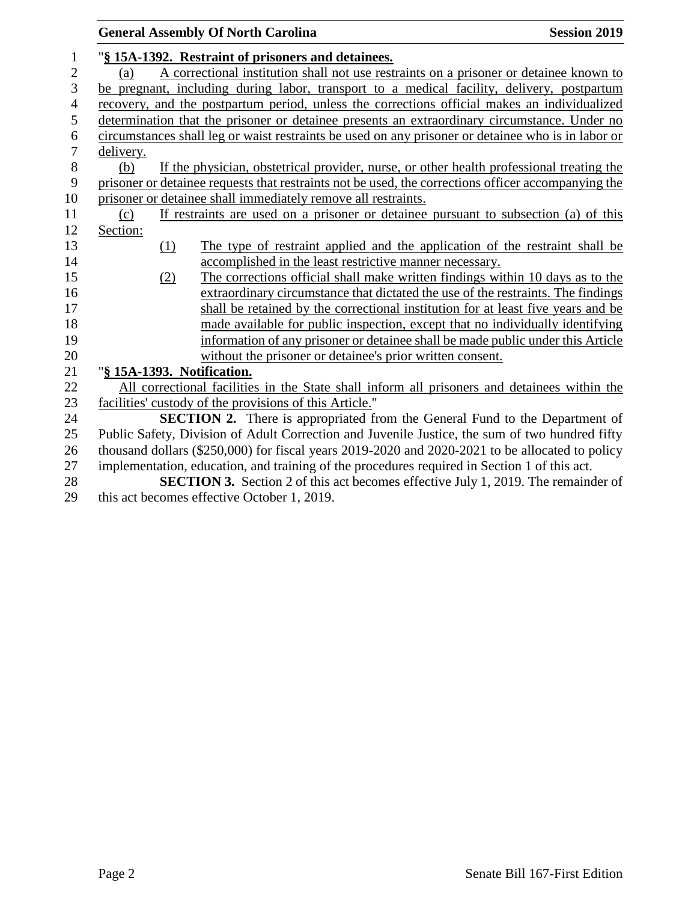"§ 15A-1392. Restraint of prisoners and detainees.

(a) A correctional institution shall not use restraints on a prisoner or detainee known to be pregnant, including during labor, transport to a medical facility, delivery, postpartum recovery, and the postpartum period, unless the corrections official makes an individualized determination that the prisoner or detainee presents an extraordinary circumstance. Under no circumstances shall leg or waist restraints be used on any prisoner or detainee who is in labor or delivery.

(b) If the physician, obstetrical provider, nurse, or other health professional treating the prisoner or detainee requests that restraints not be used, the corrections officer accompanying the prisoner or detainee shall immediately remove all restraints.

(c) If restraints are used on a prisoner or detainee pursuant to subsection (a) of this Section:

(1) The type of restraint applied and the application of the restraint shall be accomplished in the least restrictive manner necessary.

(2) The corrections official shall make written findings within 10 days as to the extraordinary circumstance that dictated the use of the restraints. The findings shall be retained by the correctional institution for at least five years and be made available for public inspection, except that no individually identifying information of any prisoner or detainee shall be made public under this Article without the prisoner or detainee's prior written consent.

"§ 15A-1393. Notification.

All correctional facilities in the State shall inform all prisoners and detainees within the facilities' custody of the provisions of this Article."

**SECTION 2.** There is appropriated from the General Fund to the Department of Public Safety, Division of Adult Correction and Juvenile Justice, the sum of two hundred fifty thousand dollars ($250,000) for fiscal years 2019-2020 and 2020-2021 to be allocated to policy implementation, education, and training of the procedures required in Section 1 of this act.

**SECTION 3.** Section 2 of this act becomes effective July 1, 2019. The remainder of this act becomes effective October 1, 2019.